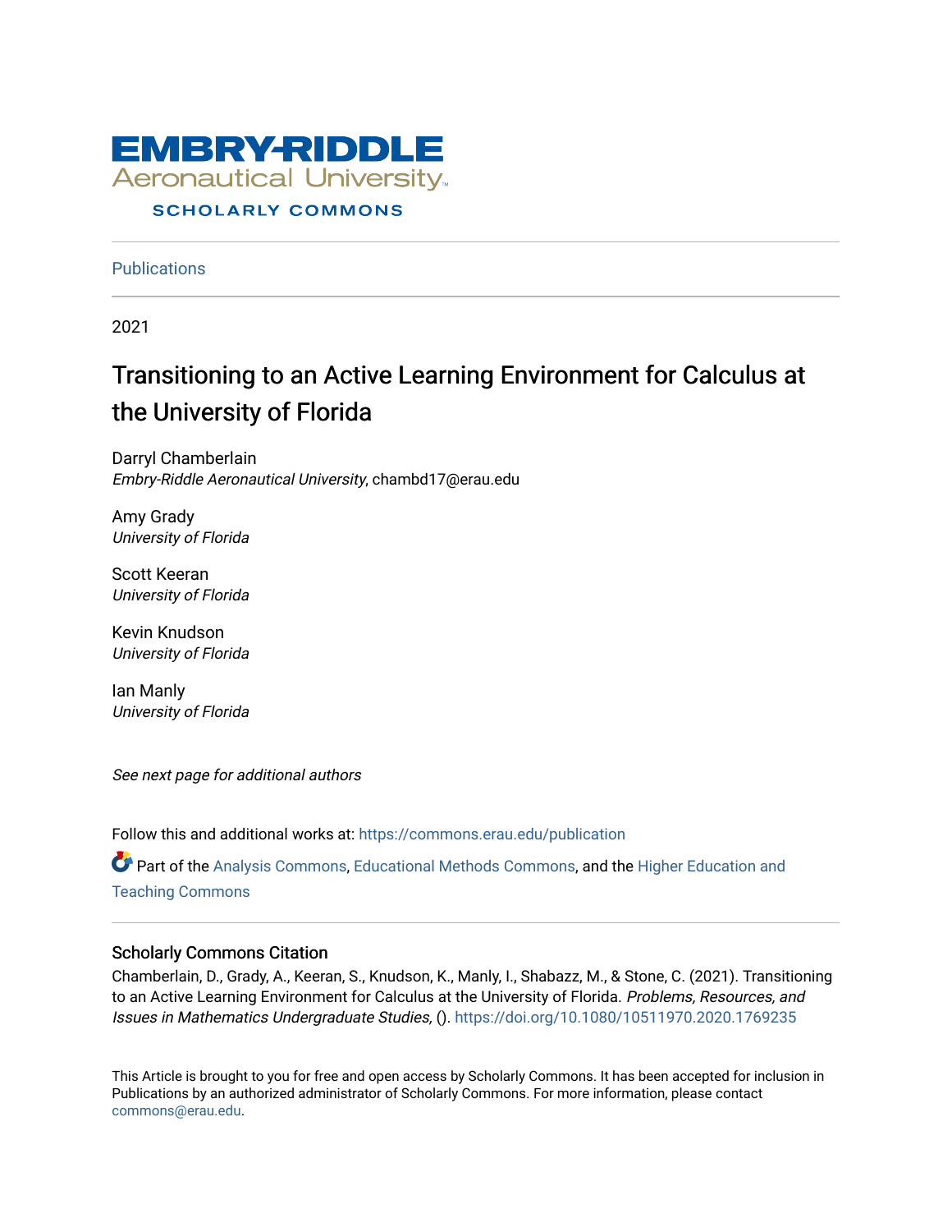EMBRY-RIDDLE
Aeronautical University
SCHOLARLY COMMONS

Publications

2021

# Transitioning to an Active Learning Environment for Calculus at the University of Florida

Darryl Chamberlain
*Embry-Riddle Aeronautical University*, chambd17@erau.edu

Amy Grady
*University of Florida*

Scott Keeran
*University of Florida*

Kevin Knudson
*University of Florida*

Ian Manly
*University of Florida*

*See next page for additional authors*

Follow this and additional works at: https://commons.erau.edu/publication

Part of the Analysis Commons, Educational Methods Commons, and the Higher Education and Teaching Commons

## Scholarly Commons Citation

Chamberlain, D., Grady, A., Keeran, S., Knudson, K., Manly, I., Shabazz, M., & Stone, C. (2021). Transitioning to an Active Learning Environment for Calculus at the University of Florida. *Problems, Resources, and Issues in Mathematics Undergraduate Studies,* (). https://doi.org/10.1080/10511970.2020.1769235

This Article is brought to you for free and open access by Scholarly Commons. It has been accepted for inclusion in Publications by an authorized administrator of Scholarly Commons. For more information, please contact commons@erau.edu.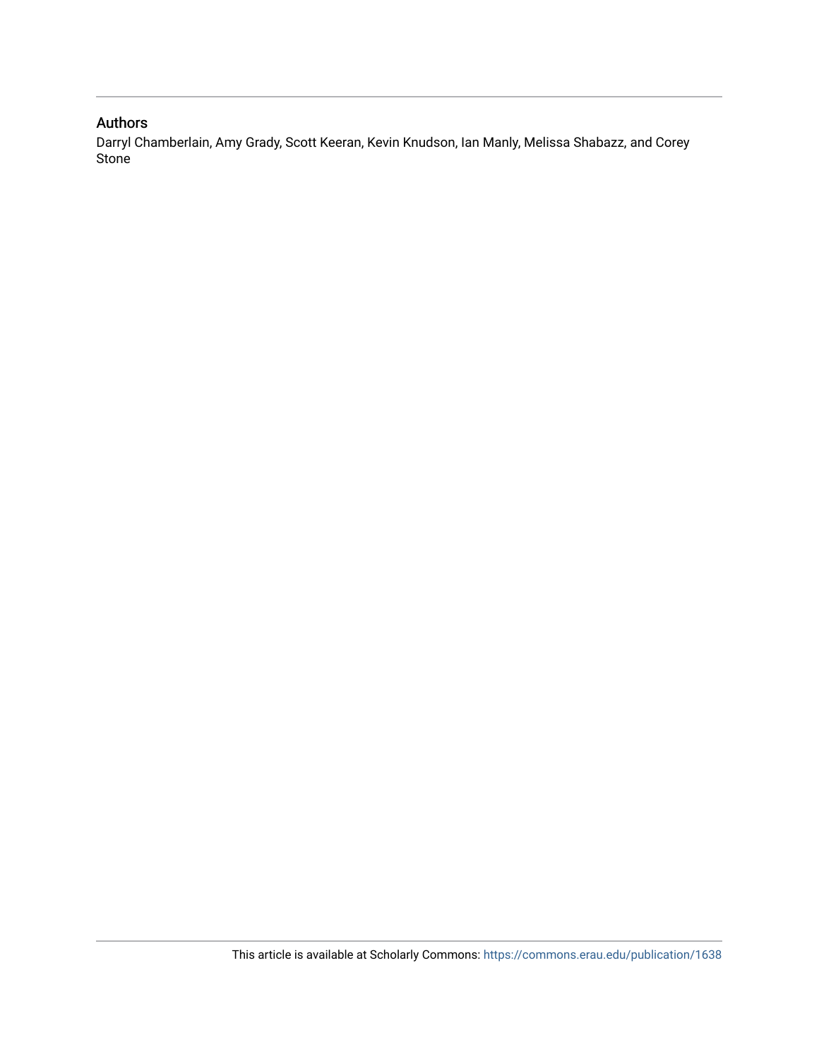## Authors

Darryl Chamberlain, Amy Grady, Scott Keeran, Kevin Knudson, Ian Manly, Melissa Shabazz, and Corey Stone

This article is available at Scholarly Commons: https://commons.erau.edu/publication/1638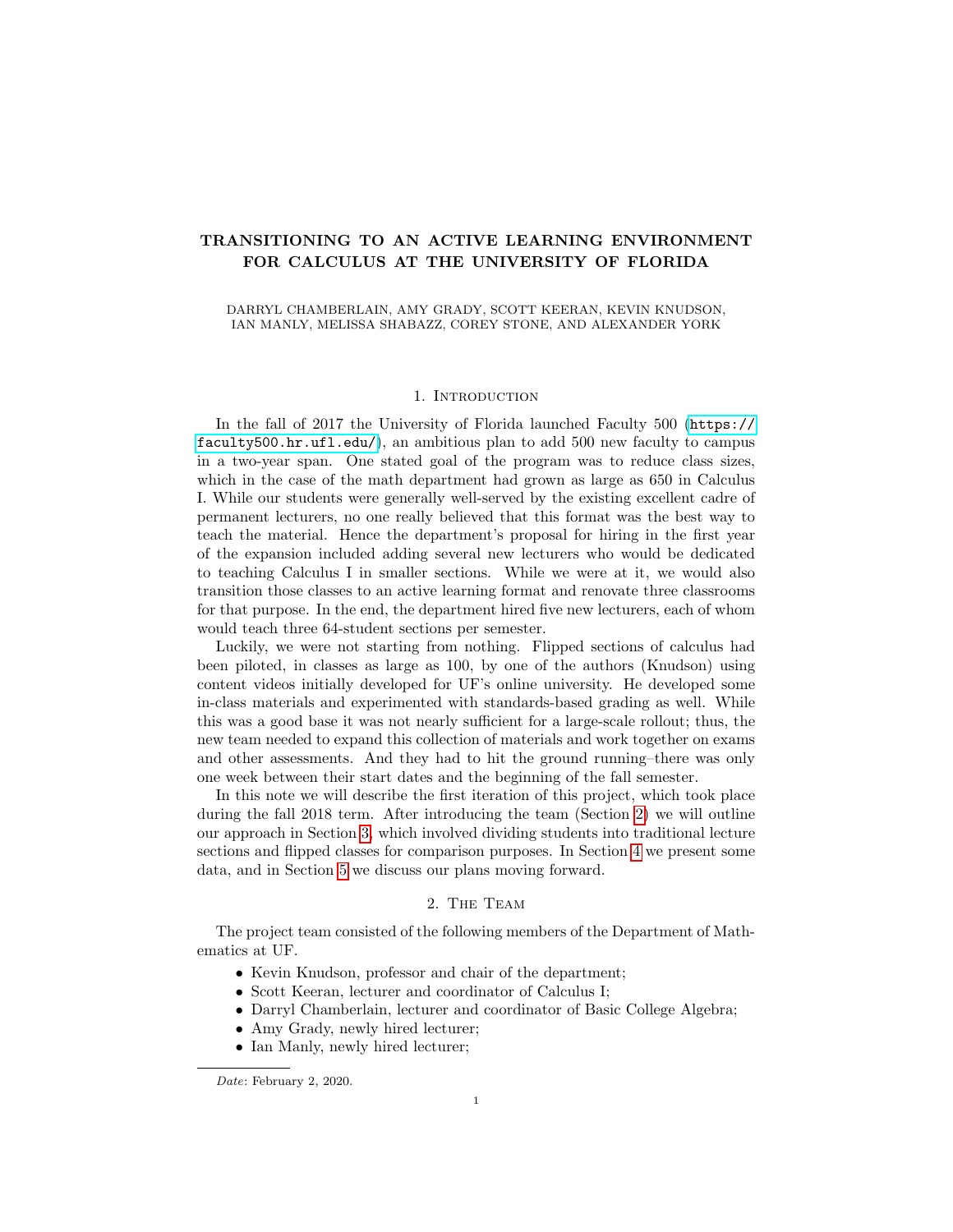# TRANSITIONING TO AN ACTIVE LEARNING ENVIRONMENT FOR CALCULUS AT THE UNIVERSITY OF FLORIDA

DARRYL CHAMBERLAIN, AMY GRADY, SCOTT KEERAN, KEVIN KNUDSON, IAN MANLY, MELISSA SHABAZZ, COREY STONE, AND ALEXANDER YORK

## 1. Introduction

In the fall of 2017 the University of Florida launched Faculty 500 (https://faculty500.hr.ufl.edu/), an ambitious plan to add 500 new faculty to campus in a two-year span. One stated goal of the program was to reduce class sizes, which in the case of the math department had grown as large as 650 in Calculus I. While our students were generally well-served by the existing excellent cadre of permanent lecturers, no one really believed that this format was the best way to teach the material. Hence the department's proposal for hiring in the first year of the expansion included adding several new lecturers who would be dedicated to teaching Calculus I in smaller sections. While we were at it, we would also transition those classes to an active learning format and renovate three classrooms for that purpose. In the end, the department hired five new lecturers, each of whom would teach three 64-student sections per semester.

Luckily, we were not starting from nothing. Flipped sections of calculus had been piloted, in classes as large as 100, by one of the authors (Knudson) using content videos initially developed for UF's online university. He developed some in-class materials and experimented with standards-based grading as well. While this was a good base it was not nearly sufficient for a large-scale rollout; thus, the new team needed to expand this collection of materials and work together on exams and other assessments. And they had to hit the ground running–there was only one week between their start dates and the beginning of the fall semester.

In this note we will describe the first iteration of this project, which took place during the fall 2018 term. After introducing the team (Section 2) we will outline our approach in Section 3, which involved dividing students into traditional lecture sections and flipped classes for comparison purposes. In Section 4 we present some data, and in Section 5 we discuss our plans moving forward.

## 2. The Team

The project team consisted of the following members of the Department of Mathematics at UF.

- Kevin Knudson, professor and chair of the department;
- Scott Keeran, lecturer and coordinator of Calculus I;
- Darryl Chamberlain, lecturer and coordinator of Basic College Algebra;
- Amy Grady, newly hired lecturer;
- Ian Manly, newly hired lecturer;

*Date*: February 2, 2020.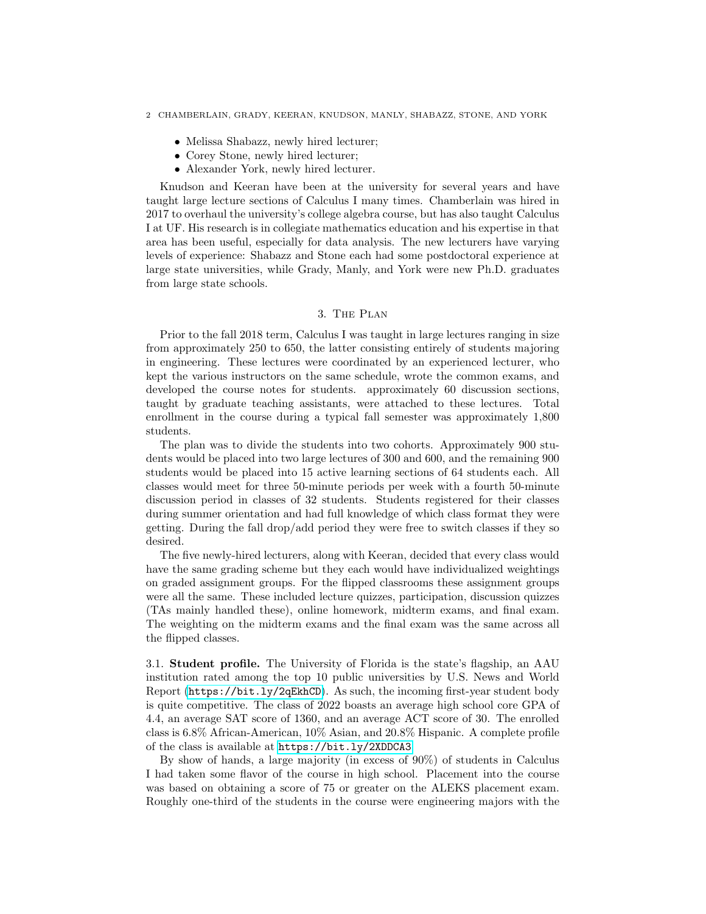- Melissa Shabazz, newly hired lecturer;
- Corey Stone, newly hired lecturer;
- Alexander York, newly hired lecturer.

Knudson and Keeran have been at the university for several years and have taught large lecture sections of Calculus I many times. Chamberlain was hired in 2017 to overhaul the university's college algebra course, but has also taught Calculus I at UF. His research is in collegiate mathematics education and his expertise in that area has been useful, especially for data analysis. The new lecturers have varying levels of experience: Shabazz and Stone each had some postdoctoral experience at large state universities, while Grady, Manly, and York were new Ph.D. graduates from large state schools.

## 3. The Plan

Prior to the fall 2018 term, Calculus I was taught in large lectures ranging in size from approximately 250 to 650, the latter consisting entirely of students majoring in engineering. These lectures were coordinated by an experienced lecturer, who kept the various instructors on the same schedule, wrote the common exams, and developed the course notes for students. approximately 60 discussion sections, taught by graduate teaching assistants, were attached to these lectures. Total enrollment in the course during a typical fall semester was approximately 1,800 students.

The plan was to divide the students into two cohorts. Approximately 900 students would be placed into two large lectures of 300 and 600, and the remaining 900 students would be placed into 15 active learning sections of 64 students each. All classes would meet for three 50-minute periods per week with a fourth 50-minute discussion period in classes of 32 students. Students registered for their classes during summer orientation and had full knowledge of which class format they were getting. During the fall drop/add period they were free to switch classes if they so desired.

The five newly-hired lecturers, along with Keeran, decided that every class would have the same grading scheme but they each would have individualized weightings on graded assignment groups. For the flipped classrooms these assignment groups were all the same. These included lecture quizzes, participation, discussion quizzes (TAs mainly handled these), online homework, midterm exams, and final exam. The weighting on the midterm exams and the final exam was the same across all the flipped classes.

### 3.1. Student profile.

The University of Florida is the state's flagship, an AAU institution rated among the top 10 public universities by U.S. News and World Report (https://bit.ly/2qEkhCD). As such, the incoming first-year student body is quite competitive. The class of 2022 boasts an average high school core GPA of 4.4, an average SAT score of 1360, and an average ACT score of 30. The enrolled class is 6.8% African-American, 10% Asian, and 20.8% Hispanic. A complete profile of the class is available at https://bit.ly/2XDDCA3.

By show of hands, a large majority (in excess of 90%) of students in Calculus I had taken some flavor of the course in high school. Placement into the course was based on obtaining a score of 75 or greater on the ALEKS placement exam. Roughly one-third of the students in the course were engineering majors with the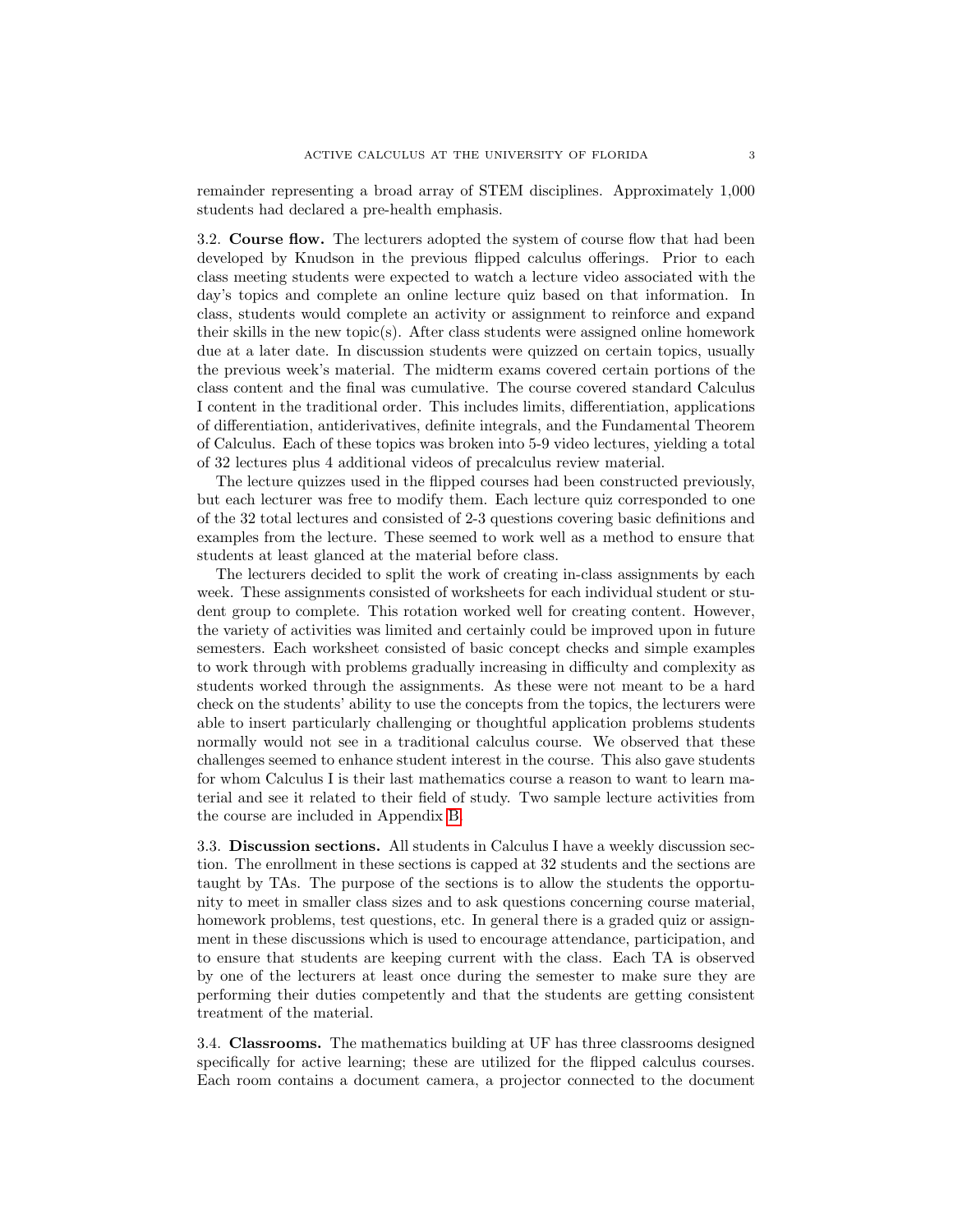remainder representing a broad array of STEM disciplines. Approximately 1,000 students had declared a pre-health emphasis.

3.2. **Course flow.** The lecturers adopted the system of course flow that had been developed by Knudson in the previous flipped calculus offerings. Prior to each class meeting students were expected to watch a lecture video associated with the day's topics and complete an online lecture quiz based on that information. In class, students would complete an activity or assignment to reinforce and expand their skills in the new topic(s). After class students were assigned online homework due at a later date. In discussion students were quizzed on certain topics, usually the previous week's material. The midterm exams covered certain portions of the class content and the final was cumulative. The course covered standard Calculus I content in the traditional order. This includes limits, differentiation, applications of differentiation, antiderivatives, definite integrals, and the Fundamental Theorem of Calculus. Each of these topics was broken into 5-9 video lectures, yielding a total of 32 lectures plus 4 additional videos of precalculus review material.

The lecture quizzes used in the flipped courses had been constructed previously, but each lecturer was free to modify them. Each lecture quiz corresponded to one of the 32 total lectures and consisted of 2-3 questions covering basic definitions and examples from the lecture. These seemed to work well as a method to ensure that students at least glanced at the material before class.

The lecturers decided to split the work of creating in-class assignments by each week. These assignments consisted of worksheets for each individual student or student group to complete. This rotation worked well for creating content. However, the variety of activities was limited and certainly could be improved upon in future semesters. Each worksheet consisted of basic concept checks and simple examples to work through with problems gradually increasing in difficulty and complexity as students worked through the assignments. As these were not meant to be a hard check on the students' ability to use the concepts from the topics, the lecturers were able to insert particularly challenging or thoughtful application problems students normally would not see in a traditional calculus course. We observed that these challenges seemed to enhance student interest in the course. This also gave students for whom Calculus I is their last mathematics course a reason to want to learn material and see it related to their field of study. Two sample lecture activities from the course are included in Appendix B.

3.3. **Discussion sections.** All students in Calculus I have a weekly discussion section. The enrollment in these sections is capped at 32 students and the sections are taught by TAs. The purpose of the sections is to allow the students the opportunity to meet in smaller class sizes and to ask questions concerning course material, homework problems, test questions, etc. In general there is a graded quiz or assignment in these discussions which is used to encourage attendance, participation, and to ensure that students are keeping current with the class. Each TA is observed by one of the lecturers at least once during the semester to make sure they are performing their duties competently and that the students are getting consistent treatment of the material.

3.4. **Classrooms.** The mathematics building at UF has three classrooms designed specifically for active learning; these are utilized for the flipped calculus courses. Each room contains a document camera, a projector connected to the document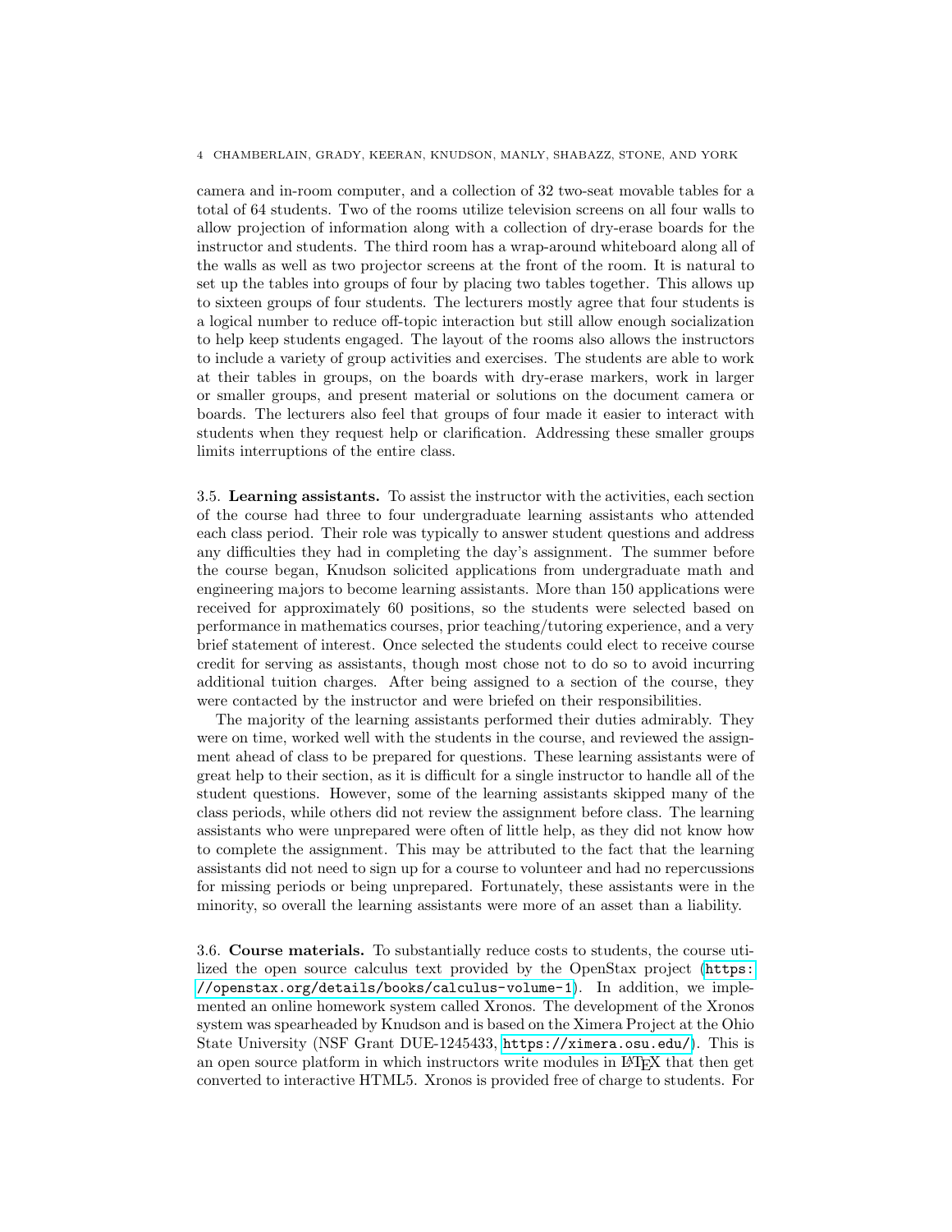camera and in-room computer, and a collection of 32 two-seat movable tables for a total of 64 students. Two of the rooms utilize television screens on all four walls to allow projection of information along with a collection of dry-erase boards for the instructor and students. The third room has a wrap-around whiteboard along all of the walls as well as two projector screens at the front of the room. It is natural to set up the tables into groups of four by placing two tables together. This allows up to sixteen groups of four students. The lecturers mostly agree that four students is a logical number to reduce off-topic interaction but still allow enough socialization to help keep students engaged. The layout of the rooms also allows the instructors to include a variety of group activities and exercises. The students are able to work at their tables in groups, on the boards with dry-erase markers, work in larger or smaller groups, and present material or solutions on the document camera or boards. The lecturers also feel that groups of four made it easier to interact with students when they request help or clarification. Addressing these smaller groups limits interruptions of the entire class.

### 3.5. Learning assistants.

To assist the instructor with the activities, each section of the course had three to four undergraduate learning assistants who attended each class period. Their role was typically to answer student questions and address any difficulties they had in completing the day's assignment. The summer before the course began, Knudson solicited applications from undergraduate math and engineering majors to become learning assistants. More than 150 applications were received for approximately 60 positions, so the students were selected based on performance in mathematics courses, prior teaching/tutoring experience, and a very brief statement of interest. Once selected the students could elect to receive course credit for serving as assistants, though most chose not to do so to avoid incurring additional tuition charges. After being assigned to a section of the course, they were contacted by the instructor and were briefed on their responsibilities.

The majority of the learning assistants performed their duties admirably. They were on time, worked well with the students in the course, and reviewed the assignment ahead of class to be prepared for questions. These learning assistants were of great help to their section, as it is difficult for a single instructor to handle all of the student questions. However, some of the learning assistants skipped many of the class periods, while others did not review the assignment before class. The learning assistants who were unprepared were often of little help, as they did not know how to complete the assignment. This may be attributed to the fact that the learning assistants did not need to sign up for a course to volunteer and had no repercussions for missing periods or being unprepared. Fortunately, these assistants were in the minority, so overall the learning assistants were more of an asset than a liability.

### 3.6. Course materials.

To substantially reduce costs to students, the course utilized the open source calculus text provided by the OpenStax project (https://openstax.org/details/books/calculus-volume-1). In addition, we implemented an online homework system called Xronos. The development of the Xronos system was spearheaded by Knudson and is based on the Ximera Project at the Ohio State University (NSF Grant DUE-1245433, https://ximera.osu.edu/). This is an open source platform in which instructors write modules in LaTeX that then get converted to interactive HTML5. Xronos is provided free of charge to students. For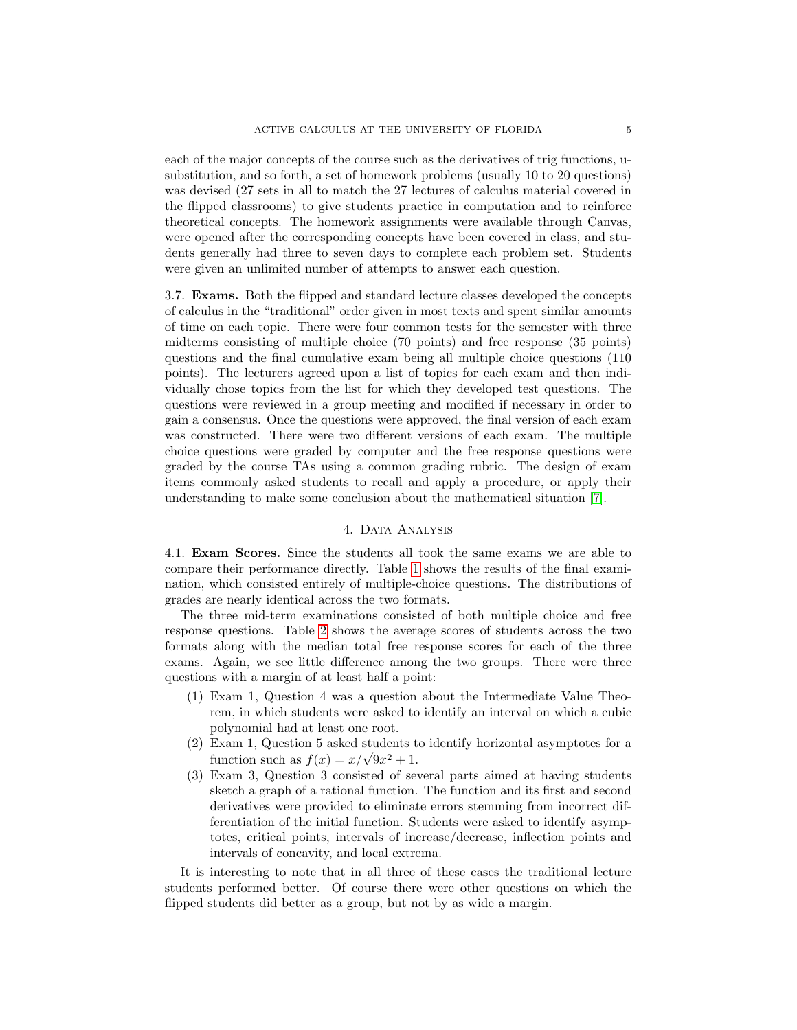each of the major concepts of the course such as the derivatives of trig functions, u-substitution, and so forth, a set of homework problems (usually 10 to 20 questions) was devised (27 sets in all to match the 27 lectures of calculus material covered in the flipped classrooms) to give students practice in computation and to reinforce theoretical concepts. The homework assignments were available through Canvas, were opened after the corresponding concepts have been covered in class, and students generally had three to seven days to complete each problem set. Students were given an unlimited number of attempts to answer each question.

3.7. **Exams.** Both the flipped and standard lecture classes developed the concepts of calculus in the "traditional" order given in most texts and spent similar amounts of time on each topic. There were four common tests for the semester with three midterms consisting of multiple choice (70 points) and free response (35 points) questions and the final cumulative exam being all multiple choice questions (110 points). The lecturers agreed upon a list of topics for each exam and then individually chose topics from the list for which they developed test questions. The questions were reviewed in a group meeting and modified if necessary in order to gain a consensus. Once the questions were approved, the final version of each exam was constructed. There were two different versions of each exam. The multiple choice questions were graded by computer and the free response questions were graded by the course TAs using a common grading rubric. The design of exam items commonly asked students to recall and apply a procedure, or apply their understanding to make some conclusion about the mathematical situation [7].

## 4. Data Analysis

4.1. **Exam Scores.** Since the students all took the same exams we are able to compare their performance directly. Table 1 shows the results of the final examination, which consisted entirely of multiple-choice questions. The distributions of grades are nearly identical across the two formats.

The three mid-term examinations consisted of both multiple choice and free response questions. Table 2 shows the average scores of students across the two formats along with the median total free response scores for each of the three exams. Again, we see little difference among the two groups. There were three questions with a margin of at least half a point:

(1) Exam 1, Question 4 was a question about the Intermediate Value Theorem, in which students were asked to identify an interval on which a cubic polynomial had at least one root.
(2) Exam 1, Question 5 asked students to identify horizontal asymptotes for a function such as $f(x) = x/\sqrt{9x^2 + 1}$.
(3) Exam 3, Question 3 consisted of several parts aimed at having students sketch a graph of a rational function. The function and its first and second derivatives were provided to eliminate errors stemming from incorrect differentiation of the initial function. Students were asked to identify asymptotes, critical points, intervals of increase/decrease, inflection points and intervals of concavity, and local extrema.

It is interesting to note that in all three of these cases the traditional lecture students performed better. Of course there were other questions on which the flipped students did better as a group, but not by as wide a margin.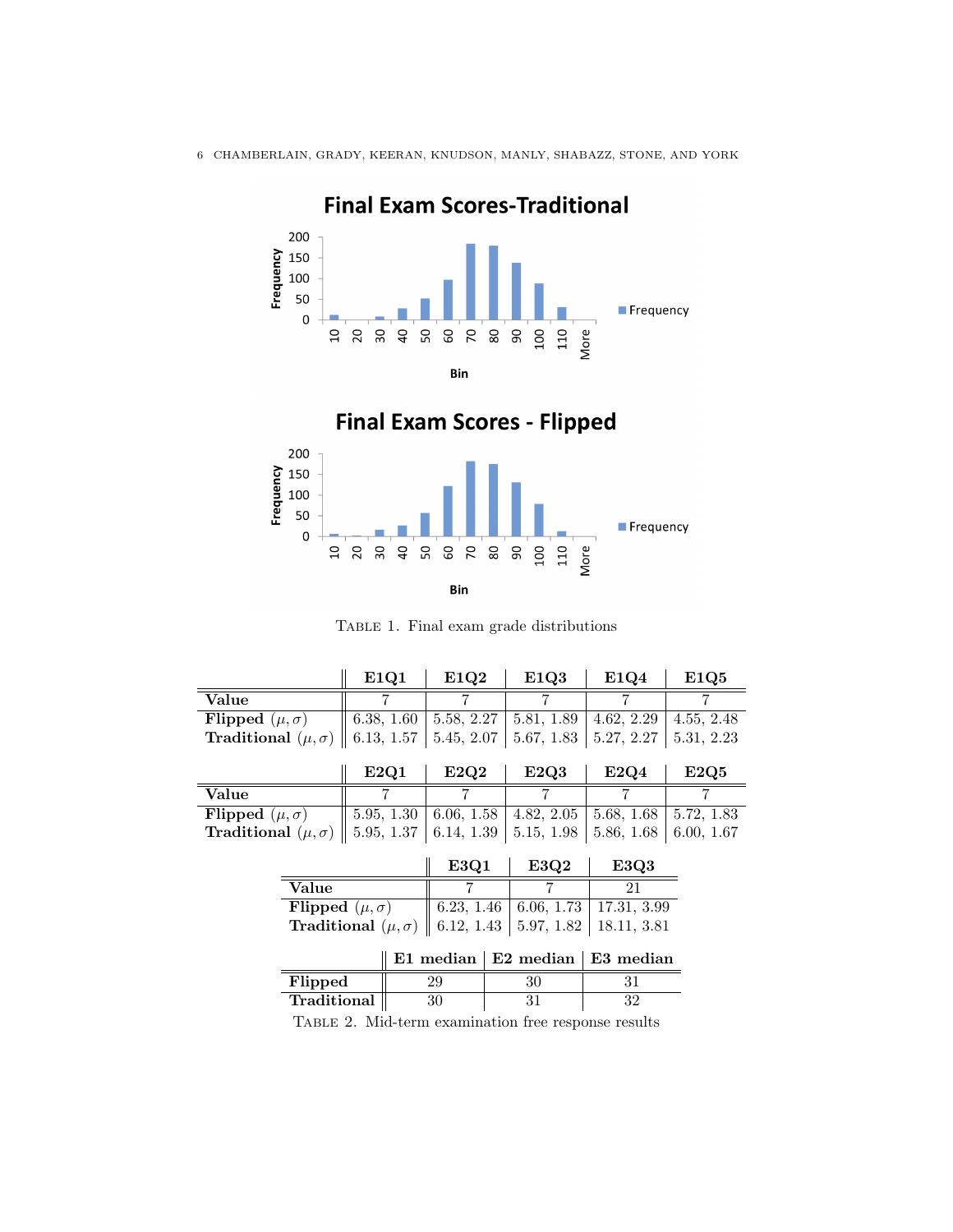Table 1. Final exam grade distributions

|  | E1Q1 | E1Q2 | E1Q3 | E1Q4 | E1Q5 |
|---|---|---|---|---|---|
| **Value** | 7 | 7 | 7 | 7 | 7 |
| **Flipped** $(\mu, \sigma)$ | 6.38, 1.60 | 5.58, 2.27 | 5.81, 1.89 | 4.62, 2.29 | 4.55, 2.48 |
| **Traditional** $(\mu, \sigma)$ | 6.13, 1.57 | 5.45, 2.07 | 5.67, 1.83 | 5.27, 2.27 | 5.31, 2.23 |

|  | E2Q1 | E2Q2 | E2Q3 | E2Q4 | E2Q5 |
|---|---|---|---|---|---|
| **Value** | 7 | 7 | 7 | 7 | 7 |
| **Flipped** $(\mu, \sigma)$ | 5.95, 1.30 | 6.06, 1.58 | 4.82, 2.05 | 5.68, 1.68 | 5.72, 1.83 |
| **Traditional** $(\mu, \sigma)$ | 5.95, 1.37 | 6.14, 1.39 | 5.15, 1.98 | 5.86, 1.68 | 6.00, 1.67 |

|  | E3Q1 | E3Q2 | E3Q3 |
|---|---|---|---|
| **Value** | 7 | 7 | 21 |
| **Flipped** $(\mu, \sigma)$ | 6.23, 1.46 | 6.06, 1.73 | 17.31, 3.99 |
| **Traditional** $(\mu, \sigma)$ | 6.12, 1.43 | 5.97, 1.82 | 18.11, 3.81 |

|  | E1 median | E2 median | E3 median |
|---|---|---|---|
| **Flipped** | 29 | 30 | 31 |
| **Traditional** | 30 | 31 | 32 |

Table 2. Mid-term examination free response results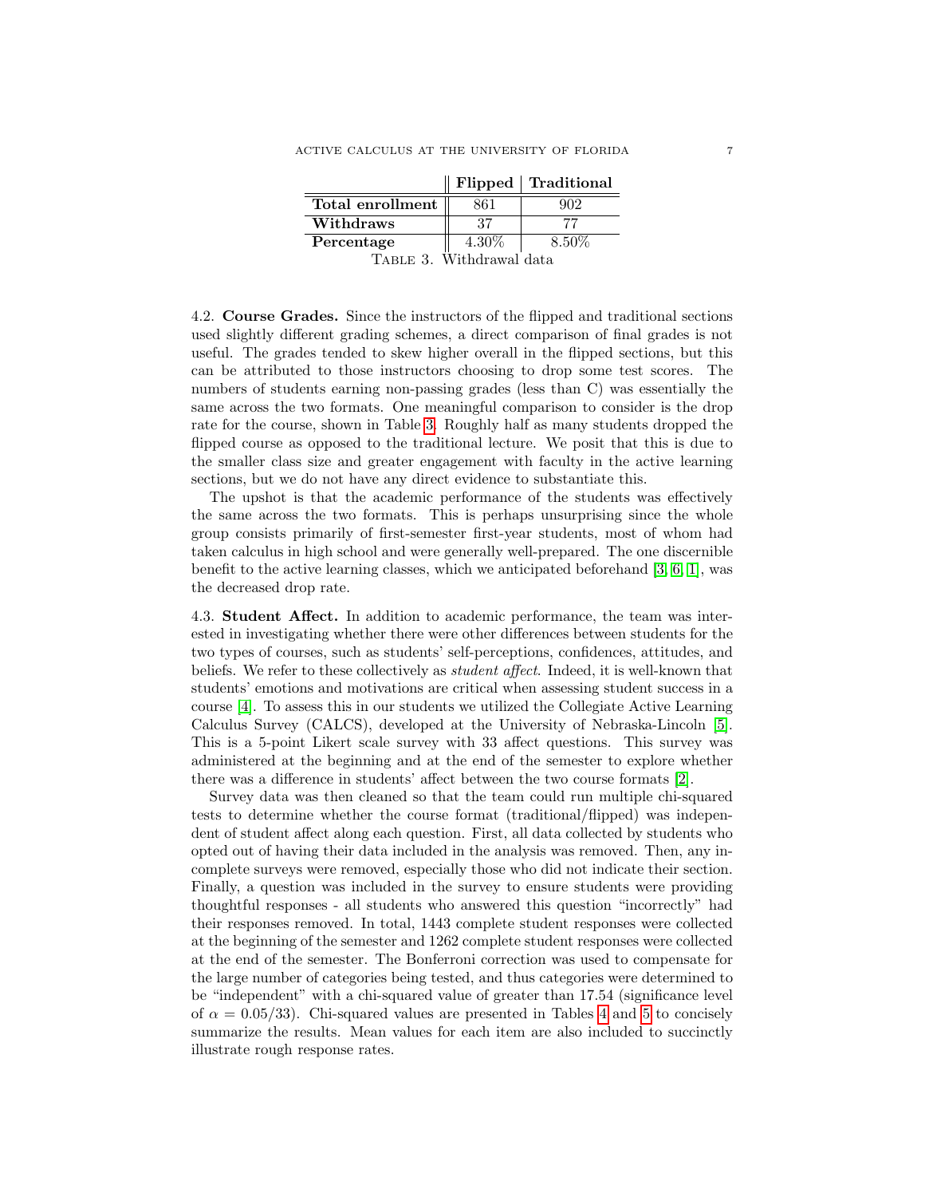| | Flipped | Traditional |
|---|---|---|
| **Total enrollment** | 861 | 902 |
| **Withdraws** | 37 | 77 |
| **Percentage** | 4.30% | 8.50% |

TABLE 3. Withdrawal data

4.2. **Course Grades.** Since the instructors of the flipped and traditional sections used slightly different grading schemes, a direct comparison of final grades is not useful. The grades tended to skew higher overall in the flipped sections, but this can be attributed to those instructors choosing to drop some test scores. The numbers of students earning non-passing grades (less than C) was essentially the same across the two formats. One meaningful comparison to consider is the drop rate for the course, shown in Table 3. Roughly half as many students dropped the flipped course as opposed to the traditional lecture. We posit that this is due to the smaller class size and greater engagement with faculty in the active learning sections, but we do not have any direct evidence to substantiate this.

The upshot is that the academic performance of the students was effectively the same across the two formats. This is perhaps unsurprising since the whole group consists primarily of first-semester first-year students, most of whom had taken calculus in high school and were generally well-prepared. The one discernible benefit to the active learning classes, which we anticipated beforehand [3, 6, 1], was the decreased drop rate.

4.3. **Student Affect.** In addition to academic performance, the team was interested in investigating whether there were other differences between students for the two types of courses, such as students' self-perceptions, confidences, attitudes, and beliefs. We refer to these collectively as *student affect*. Indeed, it is well-known that students' emotions and motivations are critical when assessing student success in a course [4]. To assess this in our students we utilized the Collegiate Active Learning Calculus Survey (CALCS), developed at the University of Nebraska-Lincoln [5]. This is a 5-point Likert scale survey with 33 affect questions. This survey was administered at the beginning and at the end of the semester to explore whether there was a difference in students' affect between the two course formats [2].

Survey data was then cleaned so that the team could run multiple chi-squared tests to determine whether the course format (traditional/flipped) was independent of student affect along each question. First, all data collected by students who opted out of having their data included in the analysis was removed. Then, any incomplete surveys were removed, especially those who did not indicate their section. Finally, a question was included in the survey to ensure students were providing thoughtful responses - all students who answered this question "incorrectly" had their responses removed. In total, 1443 complete student responses were collected at the beginning of the semester and 1262 complete student responses were collected at the end of the semester. The Bonferroni correction was used to compensate for the large number of categories being tested, and thus categories were determined to be "independent" with a chi-squared value of greater than 17.54 (significance level of $\alpha = 0.05/33$). Chi-squared values are presented in Tables 4 and 5 to concisely summarize the results. Mean values for each item are also included to succinctly illustrate rough response rates.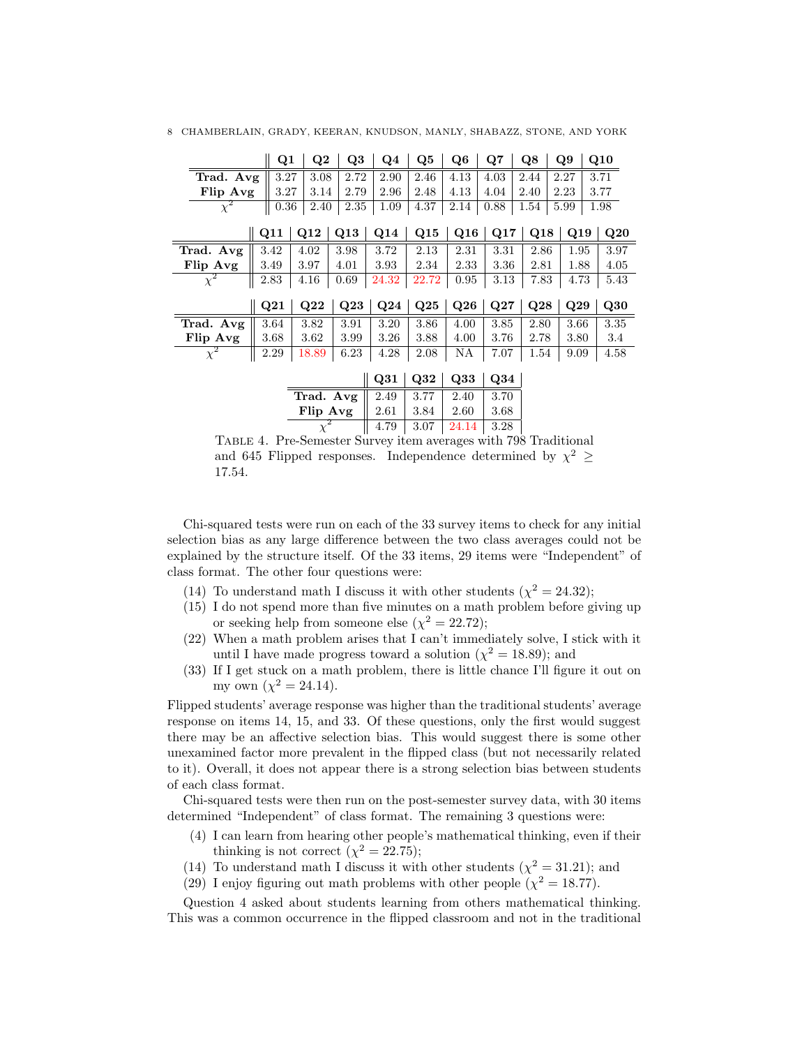| | Q1 | Q2 | Q3 | Q4 | Q5 | Q6 | Q7 | Q8 | Q9 | Q10 |
|---|---|---|---|---|---|---|---|---|---|---|
| **Trad. Avg** | 3.27 | 3.08 | 2.72 | 2.90 | 2.46 | 4.13 | 4.03 | 2.44 | 2.27 | 3.71 |
| **Flip Avg** | 3.27 | 3.14 | 2.79 | 2.96 | 2.48 | 4.13 | 4.04 | 2.40 | 2.23 | 3.77 |
| $\chi^2$ | 0.36 | 2.40 | 2.35 | 1.09 | 4.37 | 2.14 | 0.88 | 1.54 | 5.99 | 1.98 |

| | Q11 | Q12 | Q13 | Q14 | Q15 | Q16 | Q17 | Q18 | Q19 | Q20 |
|---|---|---|---|---|---|---|---|---|---|---|
| **Trad. Avg** | 3.42 | 4.02 | 3.98 | 3.72 | 2.13 | 2.31 | 3.31 | 2.86 | 1.95 | 3.97 |
| **Flip Avg** | 3.49 | 3.97 | 4.01 | 3.93 | 2.34 | 2.33 | 3.36 | 2.81 | 1.88 | 4.05 |
| $\chi^2$ | 2.83 | 4.16 | 0.69 | 24.32 | 22.72 | 0.95 | 3.13 | 7.83 | 4.73 | 5.43 |

| | Q21 | Q22 | Q23 | Q24 | Q25 | Q26 | Q27 | Q28 | Q29 | Q30 |
|---|---|---|---|---|---|---|---|---|---|---|
| **Trad. Avg** | 3.64 | 3.82 | 3.91 | 3.20 | 3.86 | 4.00 | 3.85 | 2.80 | 3.66 | 3.35 |
| **Flip Avg** | 3.68 | 3.62 | 3.99 | 3.26 | 3.88 | 4.00 | 3.76 | 2.78 | 3.80 | 3.4 |
| $\chi^2$ | 2.29 | 18.89 | 6.23 | 4.28 | 2.08 | NA | 7.07 | 1.54 | 9.09 | 4.58 |

| | Q31 | Q32 | Q33 | Q34 |
|---|---|---|---|---|
| **Trad. Avg** | 2.49 | 3.77 | 2.40 | 3.70 |
| **Flip Avg** | 2.61 | 3.84 | 2.60 | 3.68 |
| $\chi^2$ | 4.79 | 3.07 | 24.14 | 3.28 |

Table 4. Pre-Semester Survey item averages with 798 Traditional and 645 Flipped responses. Independence determined by $\chi^2 \geq 17.54$.

Chi-squared tests were run on each of the 33 survey items to check for any initial selection bias as any large difference between the two class averages could not be explained by the structure itself. Of the 33 items, 29 items were "Independent" of class format. The other four questions were:

(14) To understand math I discuss it with other students ($\chi^2 = 24.32$);
(15) I do not spend more than five minutes on a math problem before giving up or seeking help from someone else ($\chi^2 = 22.72$);
(22) When a math problem arises that I can't immediately solve, I stick with it until I have made progress toward a solution ($\chi^2 = 18.89$); and
(33) If I get stuck on a math problem, there is little chance I'll figure it out on my own ($\chi^2 = 24.14$).

Flipped students' average response was higher than the traditional students' average response on items 14, 15, and 33. Of these questions, only the first would suggest there may be an affective selection bias. This would suggest there is some other unexamined factor more prevalent in the flipped class (but not necessarily related to it). Overall, it does not appear there is a strong selection bias between students of each class format.

Chi-squared tests were then run on the post-semester survey data, with 30 items determined "Independent" of class format. The remaining 3 questions were:

(4) I can learn from hearing other people's mathematical thinking, even if their thinking is not correct ($\chi^2 = 22.75$);
(14) To understand math I discuss it with other students ($\chi^2 = 31.21$); and
(29) I enjoy figuring out math problems with other people ($\chi^2 = 18.77$).

Question 4 asked about students learning from others mathematical thinking. This was a common occurrence in the flipped classroom and not in the traditional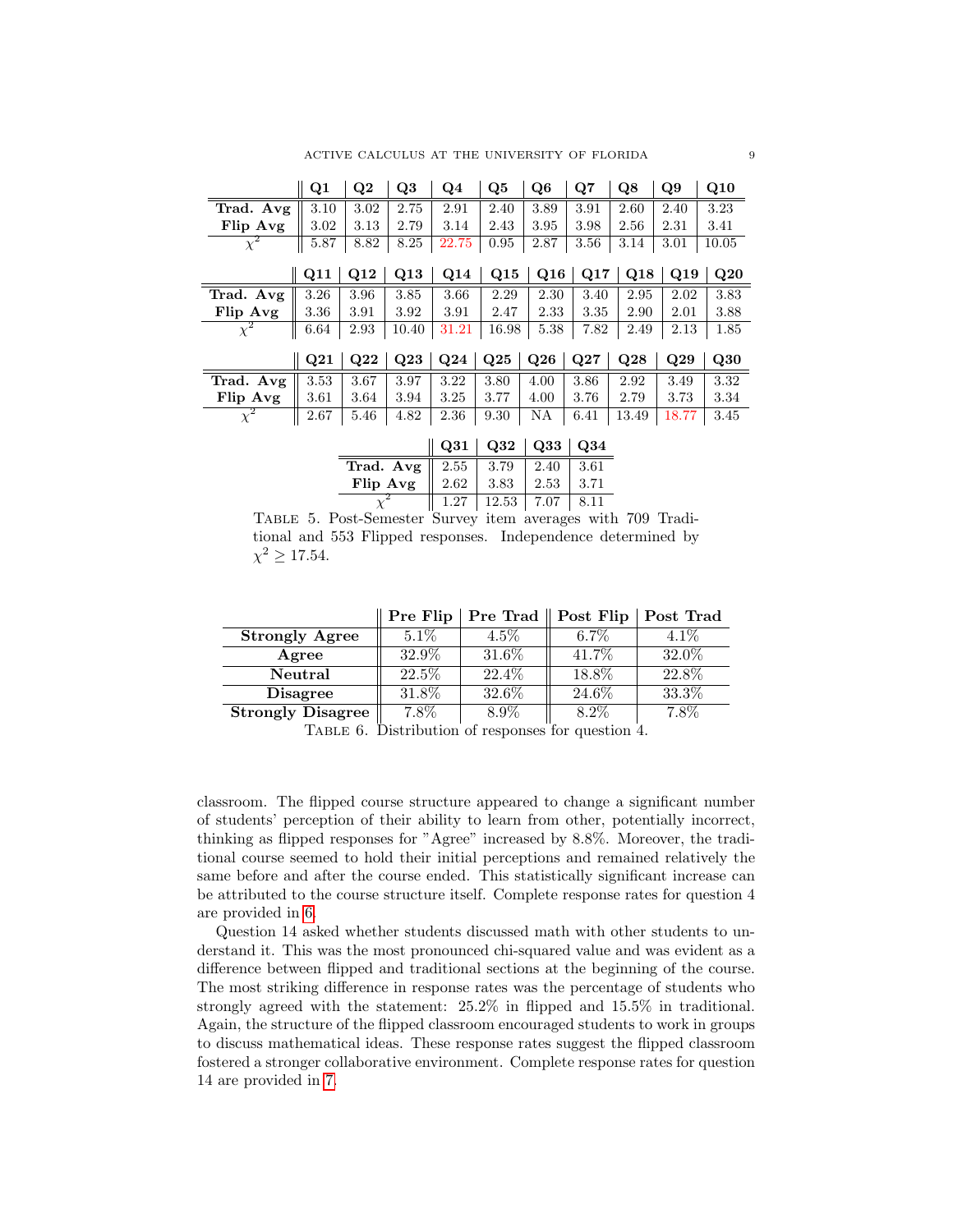| | Q1 | Q2 | Q3 | Q4 | Q5 | Q6 | Q7 | Q8 | Q9 | Q10 |
|---|---|---|---|---|---|---|---|---|---|---|
| **Trad. Avg** | 3.10 | 3.02 | 2.75 | 2.91 | 2.40 | 3.89 | 3.91 | 2.60 | 2.40 | 3.23 |
| **Flip Avg** | 3.02 | 3.13 | 2.79 | 3.14 | 2.43 | 3.95 | 3.98 | 2.56 | 2.31 | 3.41 |
| $\chi^2$ | 5.87 | 8.82 | 8.25 | 22.75 | 0.95 | 2.87 | 3.56 | 3.14 | 3.01 | 10.05 |

| | Q11 | Q12 | Q13 | Q14 | Q15 | Q16 | Q17 | Q18 | Q19 | Q20 |
|---|---|---|---|---|---|---|---|---|---|---|
| **Trad. Avg** | 3.26 | 3.96 | 3.85 | 3.66 | 2.29 | 2.30 | 3.40 | 2.95 | 2.02 | 3.83 |
| **Flip Avg** | 3.36 | 3.91 | 3.92 | 3.91 | 2.47 | 2.33 | 3.35 | 2.90 | 2.01 | 3.88 |
| $\chi^2$ | 6.64 | 2.93 | 10.40 | 31.21 | 16.98 | 5.38 | 7.82 | 2.49 | 2.13 | 1.85 |

| | Q21 | Q22 | Q23 | Q24 | Q25 | Q26 | Q27 | Q28 | Q29 | Q30 |
|---|---|---|---|---|---|---|---|---|---|---|
| **Trad. Avg** | 3.53 | 3.67 | 3.97 | 3.22 | 3.80 | 4.00 | 3.86 | 2.92 | 3.49 | 3.32 |
| **Flip Avg** | 3.61 | 3.64 | 3.94 | 3.25 | 3.77 | 4.00 | 3.76 | 2.79 | 3.73 | 3.34 |
| $\chi^2$ | 2.67 | 5.46 | 4.82 | 2.36 | 9.30 | NA | 6.41 | 13.49 | 18.77 | 3.45 |

| | Q31 | Q32 | Q33 | Q34 |
|---|---|---|---|---|
| **Trad. Avg** | 2.55 | 3.79 | 2.40 | 3.61 |
| **Flip Avg** | 2.62 | 3.83 | 2.53 | 3.71 |
| $\chi^2$ | 1.27 | 12.53 | 7.07 | 8.11 |

Table 5. Post-Semester Survey item averages with 709 Traditional and 553 Flipped responses. Independence determined by $\chi^2 \geq 17.54$.

| | Pre Flip | Pre Trad | Post Flip | Post Trad |
|---|---|---|---|---|
| **Strongly Agree** | 5.1% | 4.5% | 6.7% | 4.1% |
| **Agree** | 32.9% | 31.6% | 41.7% | 32.0% |
| **Neutral** | 22.5% | 22.4% | 18.8% | 22.8% |
| **Disagree** | 31.8% | 32.6% | 24.6% | 33.3% |
| **Strongly Disagree** | 7.8% | 8.9% | 8.2% | 7.8% |

Table 6. Distribution of responses for question 4.

classroom. The flipped course structure appeared to change a significant number of students' perception of their ability to learn from other, potentially incorrect, thinking as flipped responses for "Agree" increased by 8.8%. Moreover, the traditional course seemed to hold their initial perceptions and remained relatively the same before and after the course ended. This statistically significant increase can be attributed to the course structure itself. Complete response rates for question 4 are provided in 6.

Question 14 asked whether students discussed math with other students to understand it. This was the most pronounced chi-squared value and was evident as a difference between flipped and traditional sections at the beginning of the course. The most striking difference in response rates was the percentage of students who strongly agreed with the statement: 25.2% in flipped and 15.5% in traditional. Again, the structure of the flipped classroom encouraged students to work in groups to discuss mathematical ideas. These response rates suggest the flipped classroom fostered a stronger collaborative environment. Complete response rates for question 14 are provided in 7.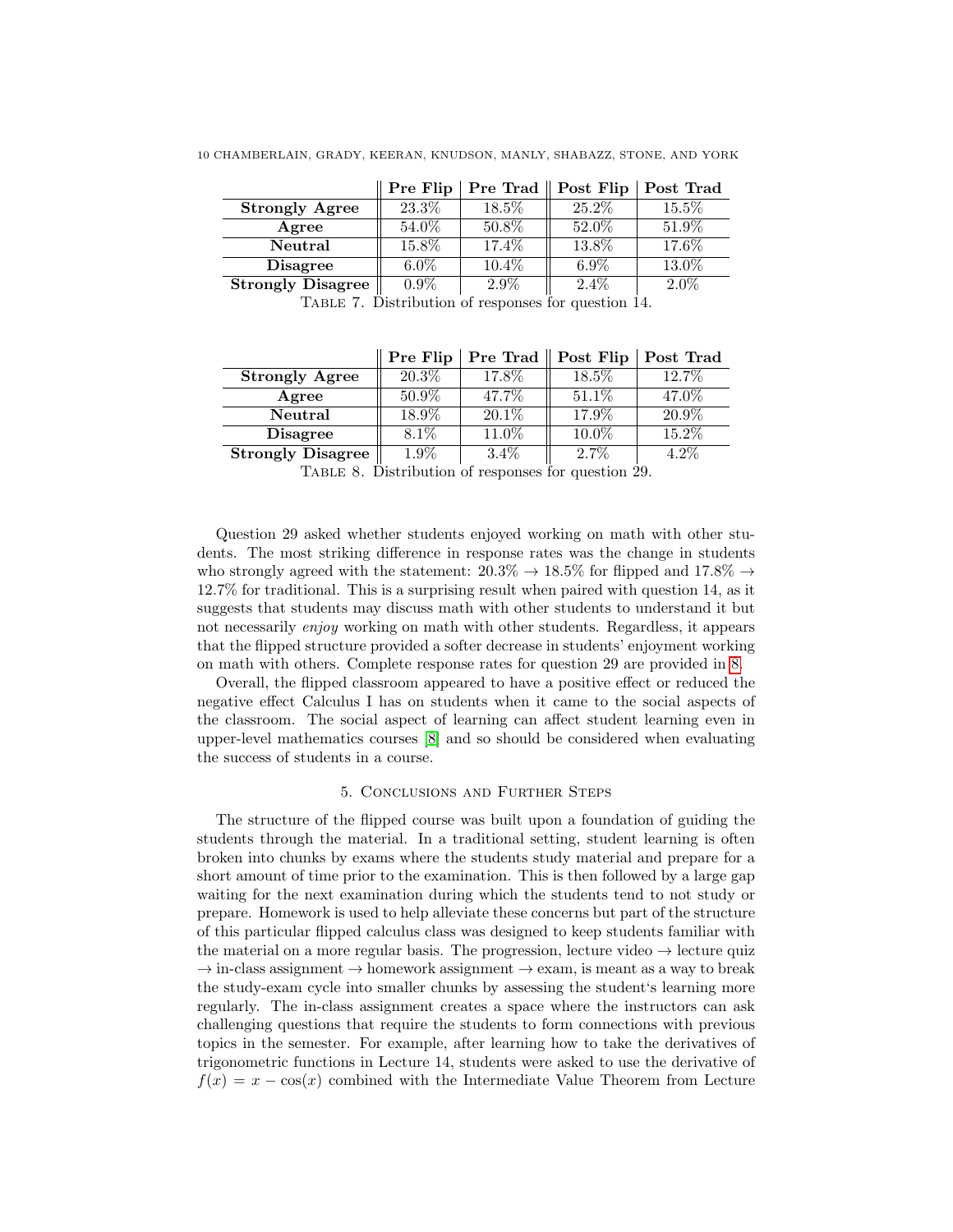| | Pre Flip | Pre Trad | Post Flip | Post Trad |
|---|---|---|---|---|
| **Strongly Agree** | 23.3% | 18.5% | 25.2% | 15.5% |
| **Agree** | 54.0% | 50.8% | 52.0% | 51.9% |
| **Neutral** | 15.8% | 17.4% | 13.8% | 17.6% |
| **Disagree** | 6.0% | 10.4% | 6.9% | 13.0% |
| **Strongly Disagree** | 0.9% | 2.9% | 2.4% | 2.0% |

Table 7. Distribution of responses for question 14.

| | Pre Flip | Pre Trad | Post Flip | Post Trad |
|---|---|---|---|---|
| **Strongly Agree** | 20.3% | 17.8% | 18.5% | 12.7% |
| **Agree** | 50.9% | 47.7% | 51.1% | 47.0% |
| **Neutral** | 18.9% | 20.1% | 17.9% | 20.9% |
| **Disagree** | 8.1% | 11.0% | 10.0% | 15.2% |
| **Strongly Disagree** | 1.9% | 3.4% | 2.7% | 4.2% |

Table 8. Distribution of responses for question 29.

Question 29 asked whether students enjoyed working on math with other students. The most striking difference in response rates was the change in students who strongly agreed with the statement: 20.3% $\to$ 18.5% for flipped and 17.8% $\to$ 12.7% for traditional. This is a surprising result when paired with question 14, as it suggests that students may discuss math with other students to understand it but not necessarily *enjoy* working on math with other students. Regardless, it appears that the flipped structure provided a softer decrease in students' enjoyment working on math with others. Complete response rates for question 29 are provided in 8.

Overall, the flipped classroom appeared to have a positive effect or reduced the negative effect Calculus I has on students when it came to the social aspects of the classroom. The social aspect of learning can affect student learning even in upper-level mathematics courses [8] and so should be considered when evaluating the success of students in a course.

## 5. Conclusions and Further Steps

The structure of the flipped course was built upon a foundation of guiding the students through the material. In a traditional setting, student learning is often broken into chunks by exams where the students study material and prepare for a short amount of time prior to the examination. This is then followed by a large gap waiting for the next examination during which the students tend to not study or prepare. Homework is used to help alleviate these concerns but part of the structure of this particular flipped calculus class was designed to keep students familiar with the material on a more regular basis. The progression, lecture video $\to$ lecture quiz $\to$ in-class assignment $\to$ homework assignment $\to$ exam, is meant as a way to break the study-exam cycle into smaller chunks by assessing the student's learning more regularly. The in-class assignment creates a space where the instructors can ask challenging questions that require the students to form connections with previous topics in the semester. For example, after learning how to take the derivatives of trigonometric functions in Lecture 14, students were asked to use the derivative of $f(x) = x - \cos(x)$ combined with the Intermediate Value Theorem from Lecture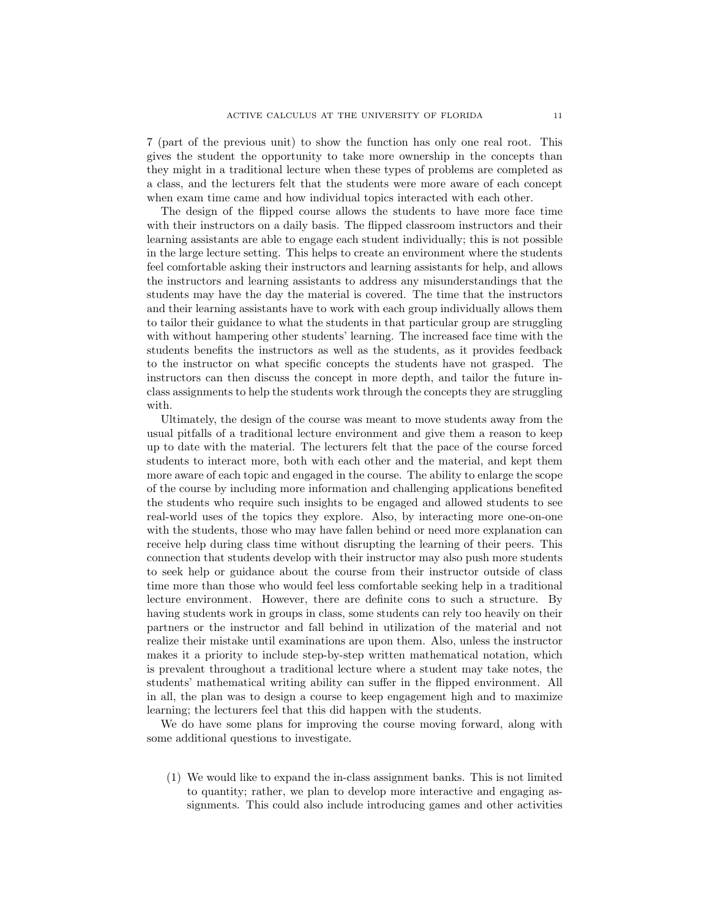7 (part of the previous unit) to show the function has only one real root. This gives the student the opportunity to take more ownership in the concepts than they might in a traditional lecture when these types of problems are completed as a class, and the lecturers felt that the students were more aware of each concept when exam time came and how individual topics interacted with each other.

The design of the flipped course allows the students to have more face time with their instructors on a daily basis. The flipped classroom instructors and their learning assistants are able to engage each student individually; this is not possible in the large lecture setting. This helps to create an environment where the students feel comfortable asking their instructors and learning assistants for help, and allows the instructors and learning assistants to address any misunderstandings that the students may have the day the material is covered. The time that the instructors and their learning assistants have to work with each group individually allows them to tailor their guidance to what the students in that particular group are struggling with without hampering other students' learning. The increased face time with the students benefits the instructors as well as the students, as it provides feedback to the instructor on what specific concepts the students have not grasped. The instructors can then discuss the concept in more depth, and tailor the future in-class assignments to help the students work through the concepts they are struggling with.

Ultimately, the design of the course was meant to move students away from the usual pitfalls of a traditional lecture environment and give them a reason to keep up to date with the material. The lecturers felt that the pace of the course forced students to interact more, both with each other and the material, and kept them more aware of each topic and engaged in the course. The ability to enlarge the scope of the course by including more information and challenging applications benefited the students who require such insights to be engaged and allowed students to see real-world uses of the topics they explore. Also, by interacting more one-on-one with the students, those who may have fallen behind or need more explanation can receive help during class time without disrupting the learning of their peers. This connection that students develop with their instructor may also push more students to seek help or guidance about the course from their instructor outside of class time more than those who would feel less comfortable seeking help in a traditional lecture environment. However, there are definite cons to such a structure. By having students work in groups in class, some students can rely too heavily on their partners or the instructor and fall behind in utilization of the material and not realize their mistake until examinations are upon them. Also, unless the instructor makes it a priority to include step-by-step written mathematical notation, which is prevalent throughout a traditional lecture where a student may take notes, the students' mathematical writing ability can suffer in the flipped environment. All in all, the plan was to design a course to keep engagement high and to maximize learning; the lecturers feel that this did happen with the students.

We do have some plans for improving the course moving forward, along with some additional questions to investigate.

(1) We would like to expand the in-class assignment banks. This is not limited to quantity; rather, we plan to develop more interactive and engaging assignments. This could also include introducing games and other activities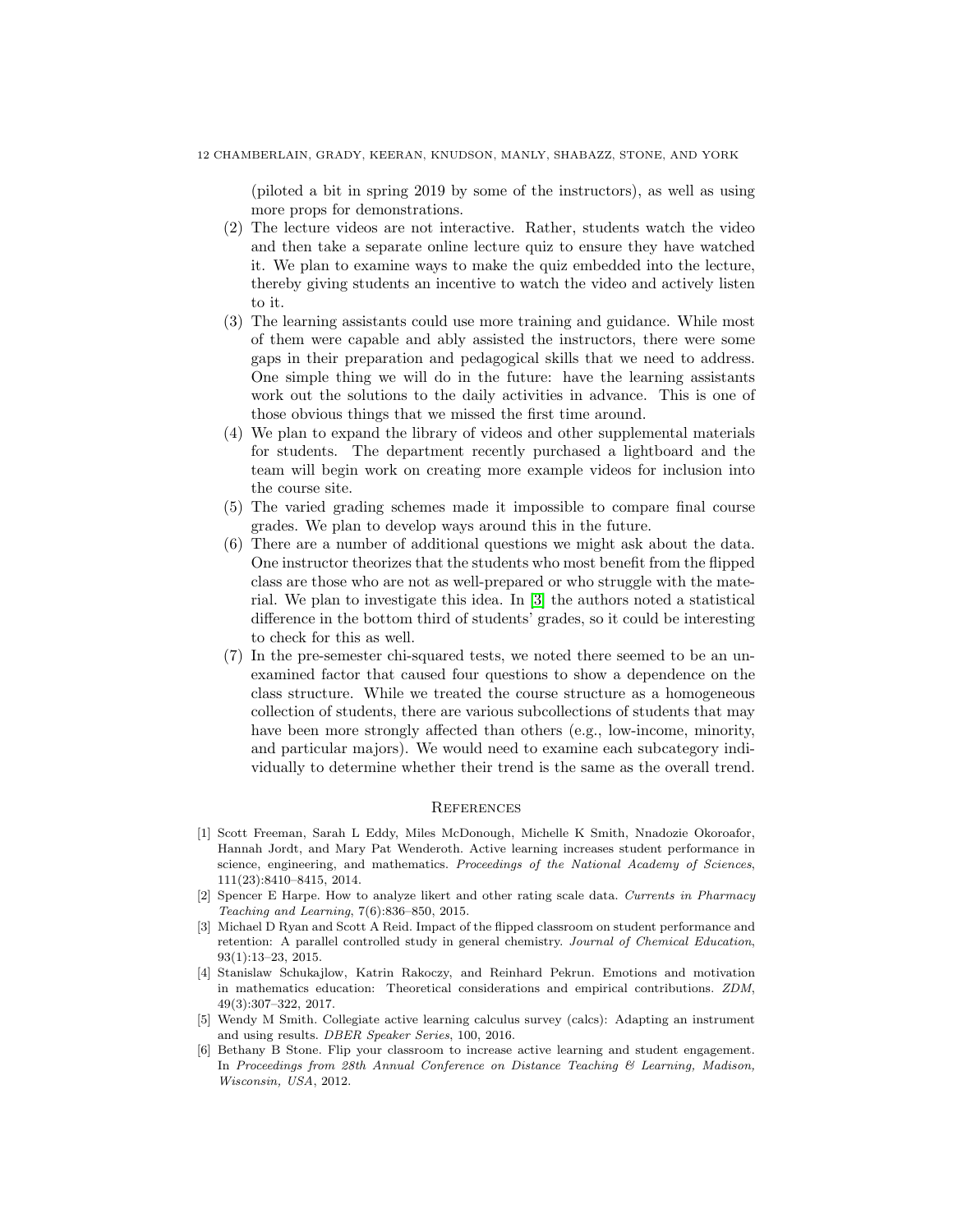(piloted a bit in spring 2019 by some of the instructors), as well as using more props for demonstrations.

2. The lecture videos are not interactive. Rather, students watch the video and then take a separate online lecture quiz to ensure they have watched it. We plan to examine ways to make the quiz embedded into the lecture, thereby giving students an incentive to watch the video and actively listen to it.
3. The learning assistants could use more training and guidance. While most of them were capable and ably assisted the instructors, there were some gaps in their preparation and pedagogical skills that we need to address. One simple thing we will do in the future: have the learning assistants work out the solutions to the daily activities in advance. This is one of those obvious things that we missed the first time around.
4. We plan to expand the library of videos and other supplemental materials for students. The department recently purchased a lightboard and the team will begin work on creating more example videos for inclusion into the course site.
5. The varied grading schemes made it impossible to compare final course grades. We plan to develop ways around this in the future.
6. There are a number of additional questions we might ask about the data. One instructor theorizes that the students who most benefit from the flipped class are those who are not as well-prepared or who struggle with the material. We plan to investigate this idea. In [3] the authors noted a statistical difference in the bottom third of students' grades, so it could be interesting to check for this as well.
7. In the pre-semester chi-squared tests, we noted there seemed to be an unexamined factor that caused four questions to show a dependence on the class structure. While we treated the course structure as a homogeneous collection of students, there are various subcollections of students that may have been more strongly affected than others (e.g., low-income, minority, and particular majors). We would need to examine each subcategory individually to determine whether their trend is the same as the overall trend.

## References

[1] Scott Freeman, Sarah L Eddy, Miles McDonough, Michelle K Smith, Nnadozie Okoroafor, Hannah Jordt, and Mary Pat Wenderoth. Active learning increases student performance in science, engineering, and mathematics. *Proceedings of the National Academy of Sciences*, 111(23):8410–8415, 2014.

[2] Spencer E Harpe. How to analyze likert and other rating scale data. *Currents in Pharmacy Teaching and Learning*, 7(6):836–850, 2015.

[3] Michael D Ryan and Scott A Reid. Impact of the flipped classroom on student performance and retention: A parallel controlled study in general chemistry. *Journal of Chemical Education*, 93(1):13–23, 2015.

[4] Stanislaw Schukajlow, Katrin Rakoczy, and Reinhard Pekrun. Emotions and motivation in mathematics education: Theoretical considerations and empirical contributions. *ZDM*, 49(3):307–322, 2017.

[5] Wendy M Smith. Collegiate active learning calculus survey (calcs): Adapting an instrument and using results. *DBER Speaker Series*, 100, 2016.

[6] Bethany B Stone. Flip your classroom to increase active learning and student engagement. In *Proceedings from 28th Annual Conference on Distance Teaching & Learning, Madison, Wisconsin, USA*, 2012.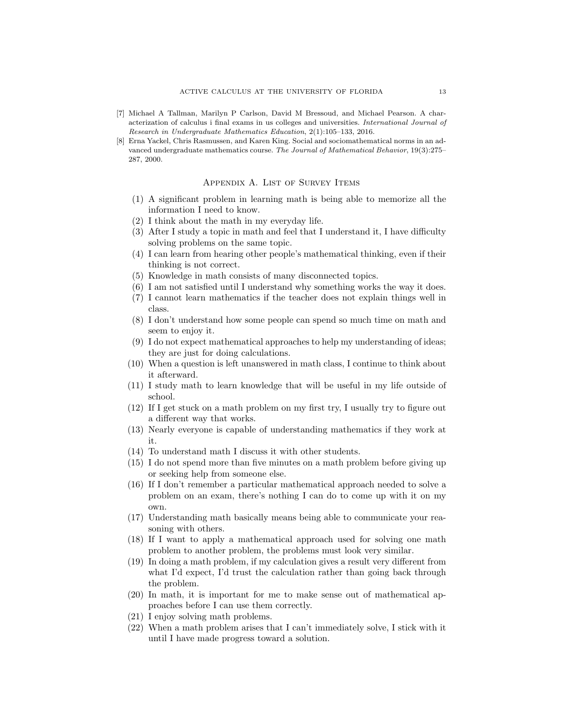[7] Michael A Tallman, Marilyn P Carlson, David M Bressoud, and Michael Pearson. A characterization of calculus i final exams in us colleges and universities. *International Journal of Research in Undergraduate Mathematics Education*, 2(1):105–133, 2016.

[8] Erna Yackel, Chris Rasmussen, and Karen King. Social and sociomathematical norms in an advanced undergraduate mathematics course. *The Journal of Mathematical Behavior*, 19(3):275–287, 2000.

## Appendix A. List of Survey Items

(1) A significant problem in learning math is being able to memorize all the information I need to know.
(2) I think about the math in my everyday life.
(3) After I study a topic in math and feel that I understand it, I have difficulty solving problems on the same topic.
(4) I can learn from hearing other people's mathematical thinking, even if their thinking is not correct.
(5) Knowledge in math consists of many disconnected topics.
(6) I am not satisfied until I understand why something works the way it does.
(7) I cannot learn mathematics if the teacher does not explain things well in class.
(8) I don't understand how some people can spend so much time on math and seem to enjoy it.
(9) I do not expect mathematical approaches to help my understanding of ideas; they are just for doing calculations.
(10) When a question is left unanswered in math class, I continue to think about it afterward.
(11) I study math to learn knowledge that will be useful in my life outside of school.
(12) If I get stuck on a math problem on my first try, I usually try to figure out a different way that works.
(13) Nearly everyone is capable of understanding mathematics if they work at it.
(14) To understand math I discuss it with other students.
(15) I do not spend more than five minutes on a math problem before giving up or seeking help from someone else.
(16) If I don't remember a particular mathematical approach needed to solve a problem on an exam, there's nothing I can do to come up with it on my own.
(17) Understanding math basically means being able to communicate your reasoning with others.
(18) If I want to apply a mathematical approach used for solving one math problem to another problem, the problems must look very similar.
(19) In doing a math problem, if my calculation gives a result very different from what I'd expect, I'd trust the calculation rather than going back through the problem.
(20) In math, it is important for me to make sense out of mathematical approaches before I can use them correctly.
(21) I enjoy solving math problems.
(22) When a math problem arises that I can't immediately solve, I stick with it until I have made progress toward a solution.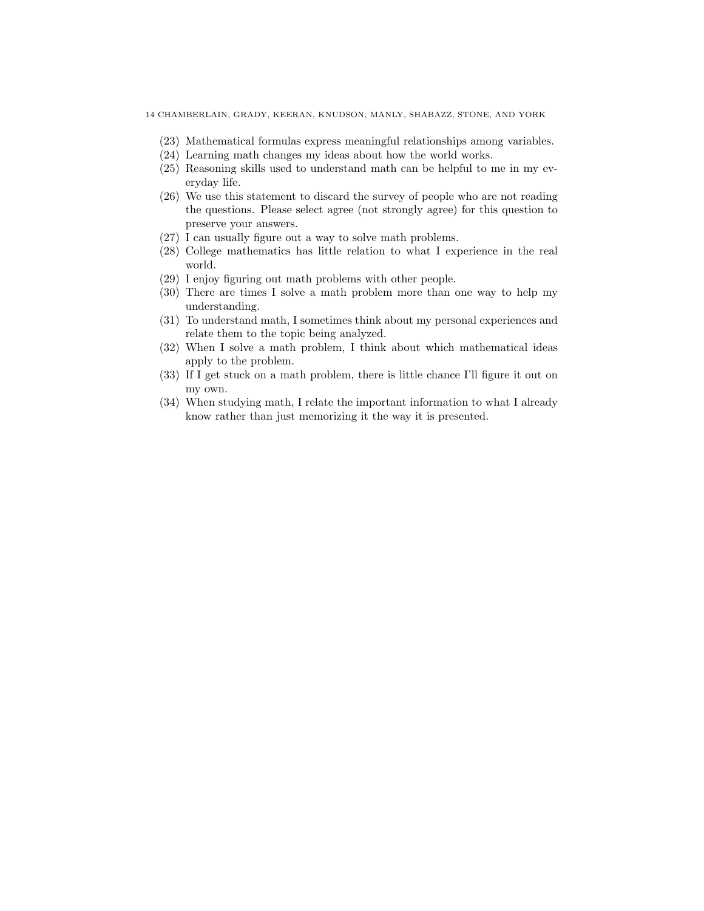(23) Mathematical formulas express meaningful relationships among variables.
(24) Learning math changes my ideas about how the world works.
(25) Reasoning skills used to understand math can be helpful to me in my everyday life.
(26) We use this statement to discard the survey of people who are not reading the questions. Please select agree (not strongly agree) for this question to preserve your answers.
(27) I can usually figure out a way to solve math problems.
(28) College mathematics has little relation to what I experience in the real world.
(29) I enjoy figuring out math problems with other people.
(30) There are times I solve a math problem more than one way to help my understanding.
(31) To understand math, I sometimes think about my personal experiences and relate them to the topic being analyzed.
(32) When I solve a math problem, I think about which mathematical ideas apply to the problem.
(33) If I get stuck on a math problem, there is little chance I'll figure it out on my own.
(34) When studying math, I relate the important information to what I already know rather than just memorizing it the way it is presented.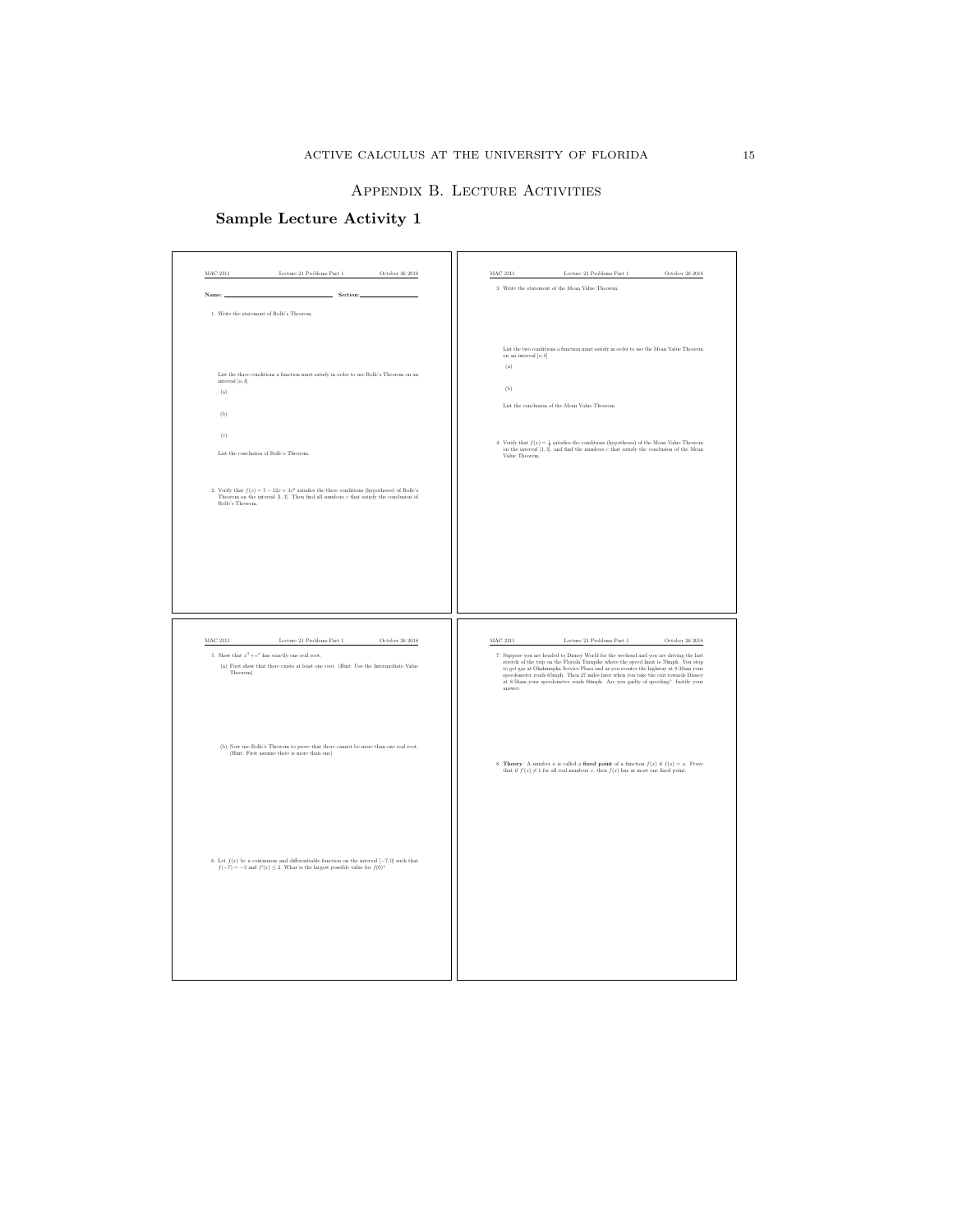# Appendix B. Lecture Activities

## Sample Lecture Activity 1

MAC 2311 Lecture 21 Problems Part 1 October 26 2018

**Name:** ______________________ **Section:** ______________

1. Write the statement of Rolle's Theorem.

   List the three conditions a function must satisfy in order to use Rolle's Theorem on an interval $[a, b]$

   (a)

   (b)

   (c)

   List the conclusion of Rolle's Theorem.

2. Verify that $f(x) = 5 - 12x + 3x^2$ satisfies the three conditions (hypotheses) of Rolle's Theorem on the interval $[1, 3]$. Then find all numbers $c$ that satisfy the conclusion of Rolle's Theorem.

MAC 2311 Lecture 21 Problems Part 1 October 26 2018

3. Write the statement of the Mean Value Theorem.

   List the two conditions a function must satisfy in order to use the Mean Value Theorem on an interval $[a, b]$

   (a)

   (b)

   List the conclusion of the Mean Value Theorem.

4. Verify that $f(x) = \frac{1}{x}$ satisfies the conditions (hypotheses) of the Mean Value Theorem on the interval $[1, 3]$, and find the numbers $c$ that satisfy the conclusion of the Mean Value Theorem.

MAC 2311 Lecture 21 Problems Part 1 October 26 2018

5. Show that $x^3 + e^x$ has exactly one real root.

   (a) First show that there exists at least one root. (Hint: Use the Intermediate Value Theorem)

   (b) Now use Rolle's Theorem to prove that there cannot be more than one real root. (Hint: First assume there is more than one)

6. Let $f(x)$ be a continuous and differentiable function on the interval $[-7, 0]$ such that $f(-7) = -3$ and $f'(x) \leq 2$. What is the largest possible value for $f(0)$?

MAC 2311 Lecture 21 Problems Part 1 October 26 2018

7. Suppose you are headed to Disney World for the weekend and you are driving the last stretch of the trip on the Florida Turnpike where the speed limit is 70mph. You stop to get gas at Okahumpka Service Plaza and as you reenter the highway at 8:30am your speedometer reads 65mph. Then 27 miles later when you take the exit towards Disney at 8:50am your speedometer reads 68mph. Are you guilty of speeding? Justify your answer.

8. **Theory**: A number $a$ is called a **fixed point** of a function $f(x)$ if $f(a) = a$. Prove that if $f'(x) \neq 1$ for all real numbers $x$, then $f(x)$ has at most one fixed point.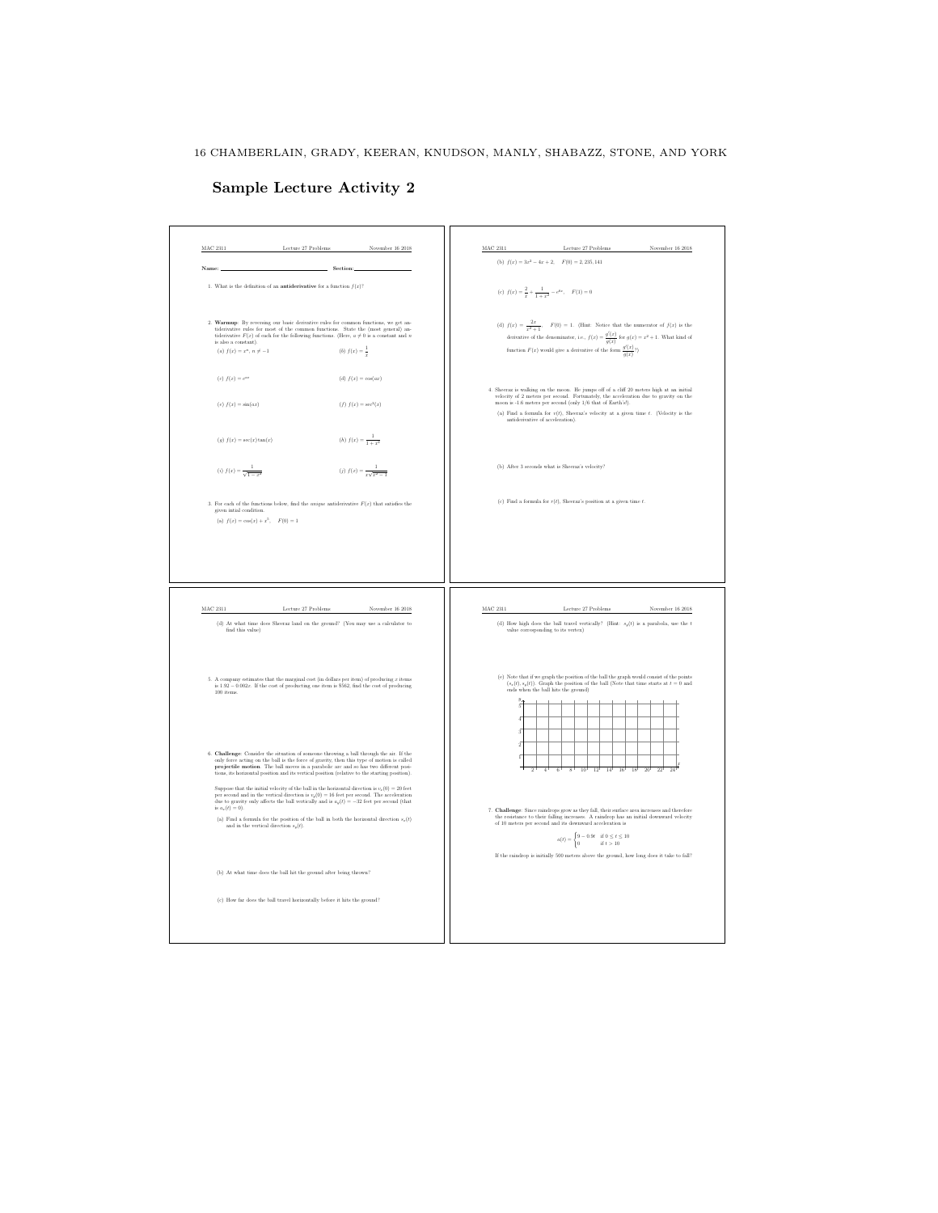## Sample Lecture Activity 2

MAC 2311 Lecture 27 Problems November 16 2018

**Name:** ______________________ **Section:** ____________

1. What is the definition of an **antiderivative** for a function $f(x)$?

2. **Warmup**: By reversing our basic derivative rules for common functions, we get antiderivative rules for most of the common functions. State the (most general) antiderivative $F(x)$ of each for the following functions. (Here, $a \neq 0$ is a constant and $n$ is also a constant).

   (a) $f(x) = x^n$, $n \neq -1$

   (b) $f(x) = \frac{1}{x}$

   (c) $f(x) = e^{ax}$

   (d) $f(x) = \cos(ax)$

   (e) $f(x) = \sin(ax)$

   (f) $f(x) = \sec^2(x)$

   (g) $f(x) = \sec(x)\tan(x)$

   (h) $f(x) = \frac{1}{1+x^2}$

   (i) $f(x) = \frac{1}{\sqrt{1-x^2}}$

   (j) $f(x) = \frac{1}{x\sqrt{x^2-1}}$

3. For each of the functions below, find the *unique* antiderivative $F(x)$ that satisfies the given initial condition.

   (a) $f(x) = \cos(x) + x^5$, $F(0) = 1$

   (b) $f(x) = 3x^2 - 4x + 2$, $F(0) = 2,235,141$

   (c) $f(x) = \frac{2}{x} + \frac{1}{1+x^2} - e^{3x}$, $F(1) = 0$

   (d) $f(x) = \frac{2x}{x^2+1}$, $F(0) = 1$. (Hint: Notice that the numerator of $f(x)$ is the derivative of the denominator, i.e., $f(x) = \frac{g'(x)}{g(x)}$ for $g(x) = x^2 + 1$. What kind of function $F(x)$ would give a derivative of the form $\frac{g'(x)}{g(x)}$?)

4. Sherraz is walking on the moon. He jumps off of a cliff 20 meters high at an initial velocity of 2 meters per second. Fortunately, the acceleration due to gravity on the moon is -1.6 meters per second (only 1/6 that of Earth's!).

   (a) Find a formula for $v(t)$, Sherraz's velocity at a given time $t$. (Velocity is the antiderivative of acceleration).

   (b) After 3 seconds what is Sherraz's velocity?

   (c) Find a formula for $r(t)$, Sherraz's position at a given time $t$.

   (d) At what time does Sherraz land on the ground? (You may use a calculator to find this value)

5. A company estimates that the marginal cost (in dollars per item) of producing $x$ items is $1.92 - 0.002x$. If the cost of producing one item is \$562, find the cost of producing 100 items.

6. **Challenge**: Consider the situation of someone throwing a ball through the air. If the only force acting on the ball is the force of gravity, then this type of motion is called **projectile motion**. The ball moves in a parabolic arc and so has two different positions, its horizontal position and its vertical position (relative to the starting position).

   Suppose that the initial velocity of the ball in the horizontal direction is $v_x(0) = 20$ feet per second and in the vertical direction is $v_y(0) = 16$ feet per second. The acceleration due to gravity only affects the ball vertically and is $a_y(t) = -32$ feet per second (that is $a_x(t) = 0$).

   (a) Find a formula for the position of the ball in both the horizontal direction $s_x(t)$ and in the vertical direction $s_y(t)$.

   (b) At what time does the ball hit the ground after being thrown?

   (c) How far does the ball travel horizontally before it hits the ground?

   (d) How high does the ball travel vertically? (Hint: $s_y(t)$ is a parabola, use the $t$ value corresponding to its vertex)

   (e) Note that if we graph the position of the ball the graph would consist of the points $(s_x(t), s_y(t))$. Graph the position of the ball (Note that time starts at $t = 0$ and ends when the ball hits the ground)

7. **Challenge**: Since raindrops grow as they fall, their surface area increases and therefore the resistance to their falling increases. A raindrop has an initial downward velocity of 10 meters per second and its downward acceleration is

$$a(t) = \begin{cases} 9 - 0.9t & \text{if } 0 \leq t \leq 10 \\ 0 & \text{if } t > 10 \end{cases}$$

   If the raindrop is initially 500 meters above the ground, how long does it take to fall?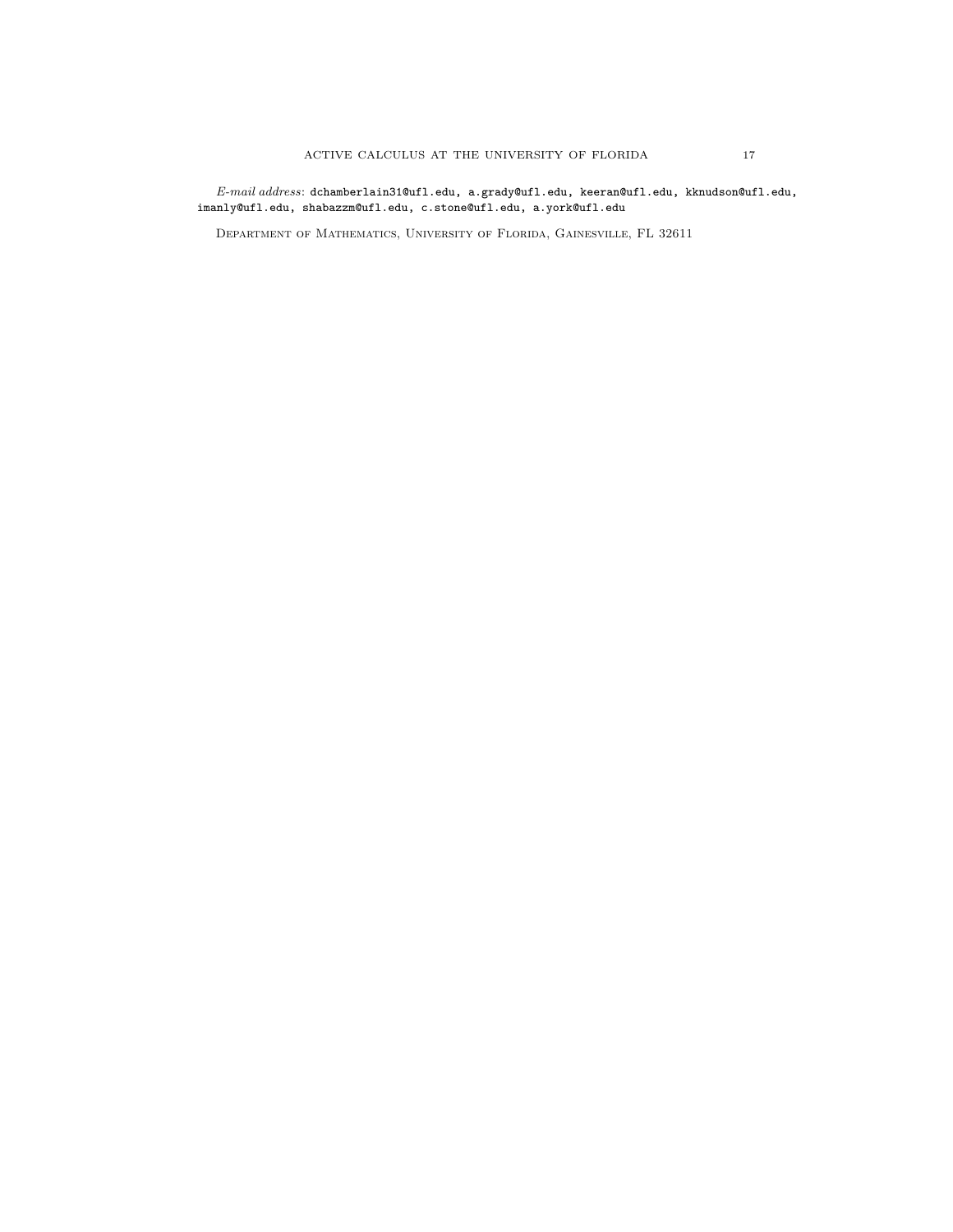*E-mail address*: `dchamberlain31@ufl.edu, a.grady@ufl.edu, keeran@ufl.edu, kknudson@ufl.edu, imanly@ufl.edu, shabazzm@ufl.edu, c.stone@ufl.edu, a.york@ufl.edu`

Department of Mathematics, University of Florida, Gainesville, FL 32611